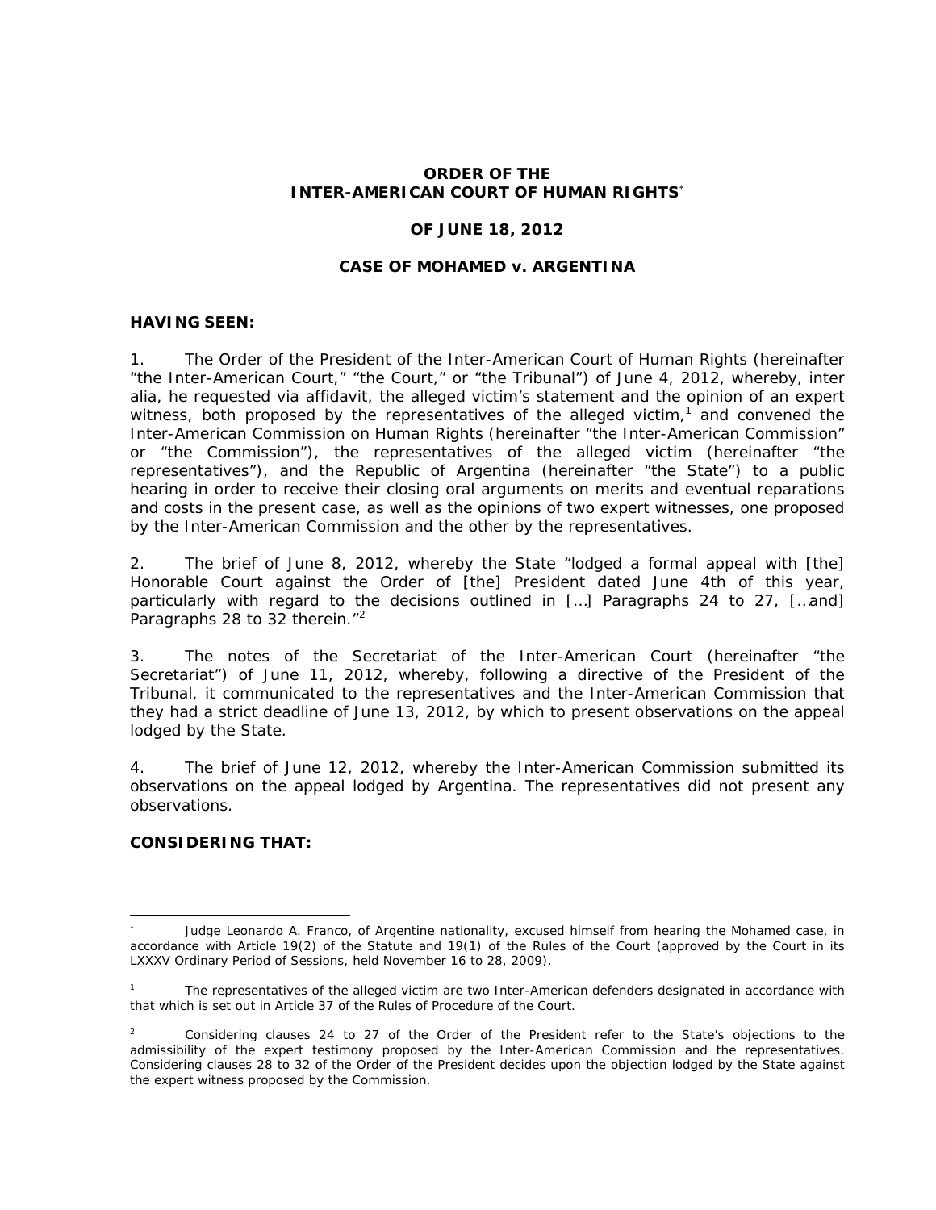**ORDER OF THE**
**INTER-AMERICAN COURT OF HUMAN RIGHTS**[*]

**OF JUNE 18, 2012**

**CASE OF MOHAMED v. ARGENTINA**

**HAVING SEEN:**

1. The Order of the President of the Inter-American Court of Human Rights (hereinafter "the Inter-American Court," "the Court," or "the Tribunal") of June 4, 2012, whereby, inter alia, he requested via affidavit, the alleged victim's statement and the opinion of an expert witness, both proposed by the representatives of the alleged victim,[1] and convened the Inter-American Commission on Human Rights (hereinafter "the Inter-American Commission" or "the Commission"), the representatives of the alleged victim (hereinafter "the representatives"), and the Republic of Argentina (hereinafter "the State") to a public hearing in order to receive their closing oral arguments on merits and eventual reparations and costs in the present case, as well as the opinions of two expert witnesses, one proposed by the Inter-American Commission and the other by the representatives.

2. The brief of June 8, 2012, whereby the State "lodged a formal appeal with [the] Honorable Court against the Order of [the] President dated June 4th of this year, particularly with regard to the decisions outlined in [...] Paragraphs 24 to 27, [...and] Paragraphs 28 to 32 therein."[2]

3. The notes of the Secretariat of the Inter-American Court (hereinafter "the Secretariat") of June 11, 2012, whereby, following a directive of the President of the Tribunal, it communicated to the representatives and the Inter-American Commission that they had a strict deadline of June 13, 2012, by which to present observations on the appeal lodged by the State.

4. The brief of June 12, 2012, whereby the Inter-American Commission submitted its observations on the appeal lodged by Argentina. The representatives did not present any observations.

**CONSIDERING THAT:**

---

[*] Judge Leonardo A. Franco, of Argentine nationality, excused himself from hearing the Mohamed case, in accordance with Article 19(2) of the Statute and 19(1) of the Rules of the Court (approved by the Court in its LXXXV Ordinary Period of Sessions, held November 16 to 28, 2009).

[1] The representatives of the alleged victim are two Inter-American defenders designated in accordance with that which is set out in Article 37 of the Rules of Procedure of the Court.

[2] Considering clauses 24 to 27 of the Order of the President refer to the State's objections to the admissibility of the expert testimony proposed by the Inter-American Commission and the representatives. Considering clauses 28 to 32 of the Order of the President decides upon the objection lodged by the State against the expert witness proposed by the Commission.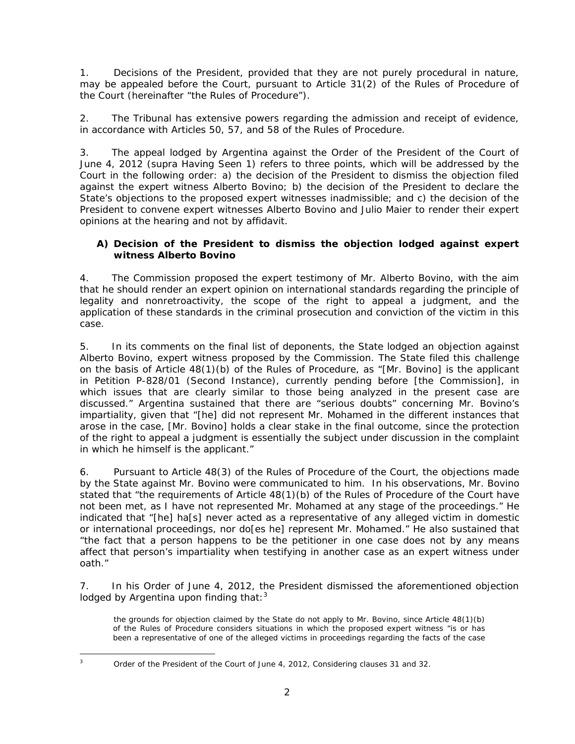1. Decisions of the President, provided that they are not purely procedural in nature, may be appealed before the Court, pursuant to Article 31(2) of the Rules of Procedure of the Court (hereinafter "the Rules of Procedure").

2. The Tribunal has extensive powers regarding the admission and receipt of evidence, in accordance with Articles 50, 57, and 58 of the Rules of Procedure.

3. The appeal lodged by Argentina against the Order of the President of the Court of June 4, 2012 (*supra* Having Seen 1) refers to three points, which will be addressed by the Court in the following order: a) the decision of the President to dismiss the objection filed against the expert witness Alberto Bovino; b) the decision of the President to declare the State's objections to the proposed expert witnesses inadmissible; and c) the decision of the President to convene expert witnesses Alberto Bovino and Julio Maier to render their expert opinions at the hearing and not by affidavit.

### A) Decision of the President to dismiss the objection lodged against expert witness Alberto Bovino

4. The Commission proposed the expert testimony of Mr. Alberto Bovino, with the aim that he should render an expert opinion on international standards regarding the principle of legality and nonretroactivity, the scope of the right to appeal a judgment, and the application of these standards in the criminal prosecution and conviction of the victim in this case.

5. In its comments on the final list of deponents, the State lodged an objection against Alberto Bovino, expert witness proposed by the Commission. The State filed this challenge on the basis of Article 48(1)(b) of the Rules of Procedure, as "[Mr. Bovino] is the applicant in Petition P-828/01 (Second Instance), currently pending before [the Commission], in which issues that are clearly similar to those being analyzed in the present case are discussed." Argentina sustained that there are "serious doubts" concerning Mr. Bovino's impartiality, given that "[he] did not represent Mr. Mohamed in the different instances that arose in the case, [Mr. Bovino] holds a clear stake in the final outcome, since the protection of the right to appeal a judgment is essentially the subject under discussion in the complaint in which he himself is the applicant."

6. Pursuant to Article 48(3) of the Rules of Procedure of the Court, the objections made by the State against Mr. Bovino were communicated to him. In his observations, Mr. Bovino stated that "the requirements of Article 48(1)(b) of the Rules of Procedure of the Court have not been met, as I have not represented Mr. Mohamed at any stage of the proceedings." He indicated that "[he] ha[s] never acted as a representative of any alleged victim in domestic or international proceedings, nor do[es he] represent Mr. Mohamed." He also sustained that "the fact that a person happens to be the petitioner in one case does not by any means affect that person's impartiality when testifying in another case as an expert witness under oath."

7. In his Order of June 4, 2012, the President dismissed the aforementioned objection lodged by Argentina upon finding that:[3]

> the grounds for objection claimed by the State do not apply to Mr. Bovino, since Article 48(1)(b) of the Rules of Procedure considers situations in which the proposed expert witness "is or has been a representative of one of the alleged victims in proceedings regarding the facts of the case

---

[3] Order of the President of the Court of June 4, 2012, Considering clauses 31 and 32.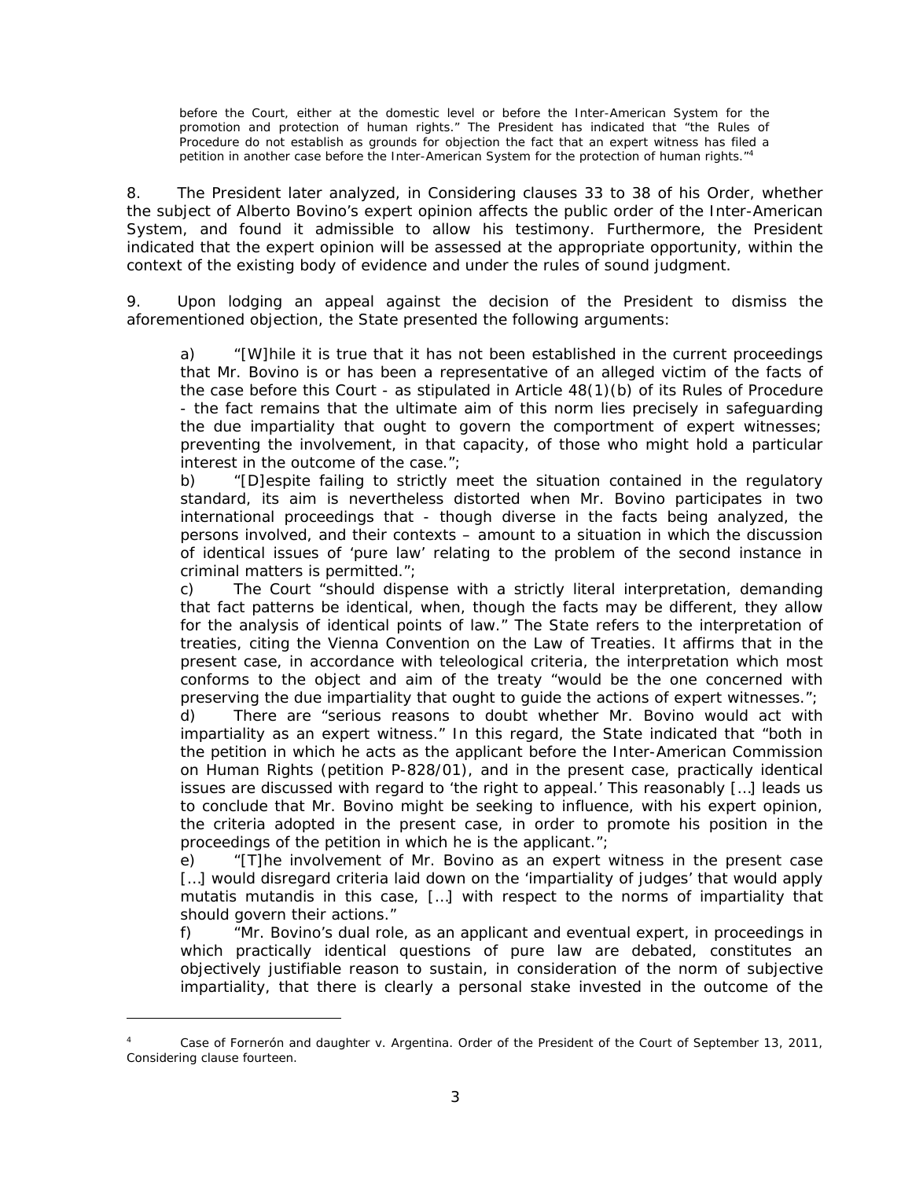before the Court, either at the domestic level or before the Inter-American System for the promotion and protection of human rights." The President has indicated that "the Rules of Procedure do not establish as grounds for objection the fact that an expert witness has filed a petition in another case before the Inter-American System for the protection of human rights."[4]

8. The President later analyzed, in Considering clauses 33 to 38 of his Order, whether the subject of Alberto Bovino's expert opinion affects the public order of the Inter-American System, and found it admissible to allow his testimony. Furthermore, the President indicated that the expert opinion will be assessed at the appropriate opportunity, within the context of the existing body of evidence and under the rules of sound judgment.

9. Upon lodging an appeal against the decision of the President to dismiss the aforementioned objection, the State presented the following arguments:

> a) "[W]hile it is true that it has not been established in the current proceedings that Mr. Bovino is or has been a representative of an alleged victim of the facts of the case before this Court - as stipulated in Article 48(1)(b) of its Rules of Procedure - the fact remains that the ultimate aim of this norm lies precisely in safeguarding the due impartiality that ought to govern the comportment of expert witnesses; preventing the involvement, in that capacity, of those who might hold a particular interest in the outcome of the case.";
>
> b) "[D]espite failing to strictly meet the situation contained in the regulatory standard, its aim is nevertheless distorted when Mr. Bovino participates in two international proceedings that - though diverse in the facts being analyzed, the persons involved, and their contexts – amount to a situation in which the discussion of identical issues of 'pure law' relating to the problem of the second instance in criminal matters is permitted.";
>
> c) The Court "should dispense with a strictly literal interpretation, demanding that fact patterns be identical, when, though the facts may be different, they allow for the analysis of identical points of law." The State refers to the interpretation of treaties, citing the Vienna Convention on the Law of Treaties. It affirms that in the present case, in accordance with teleological criteria, the interpretation which most conforms to the object and aim of the treaty "would be the one concerned with preserving the due impartiality that ought to guide the actions of expert witnesses.";
>
> d) There are "serious reasons to doubt whether Mr. Bovino would act with impartiality as an expert witness." In this regard, the State indicated that "both in the petition in which he acts as the applicant before the Inter-American Commission on Human Rights (petition P-828/01), and in the present case, practically identical issues are discussed with regard to 'the right to appeal.' This reasonably […] leads us to conclude that Mr. Bovino might be seeking to influence, with his expert opinion, the criteria adopted in the present case, in order to promote his position in the proceedings of the petition in which he is the applicant.";
>
> e) "[T]he involvement of Mr. Bovino as an expert witness in the present case […] would disregard criteria laid down on the 'impartiality of judges' that would apply mutatis mutandis in this case, […] with respect to the norms of impartiality that should govern their actions."
>
> f) "Mr. Bovino's dual role, as an applicant and eventual expert, in proceedings in which practically identical questions of pure law are debated, constitutes an objectively justifiable reason to sustain, in consideration of the norm of subjective impartiality, that there is clearly a personal stake invested in the outcome of the

---

[4] *Case of Fornerón and daughter v. Argentina. Order of the President of the Court of September 13, 2011, Considering clause fourteen.*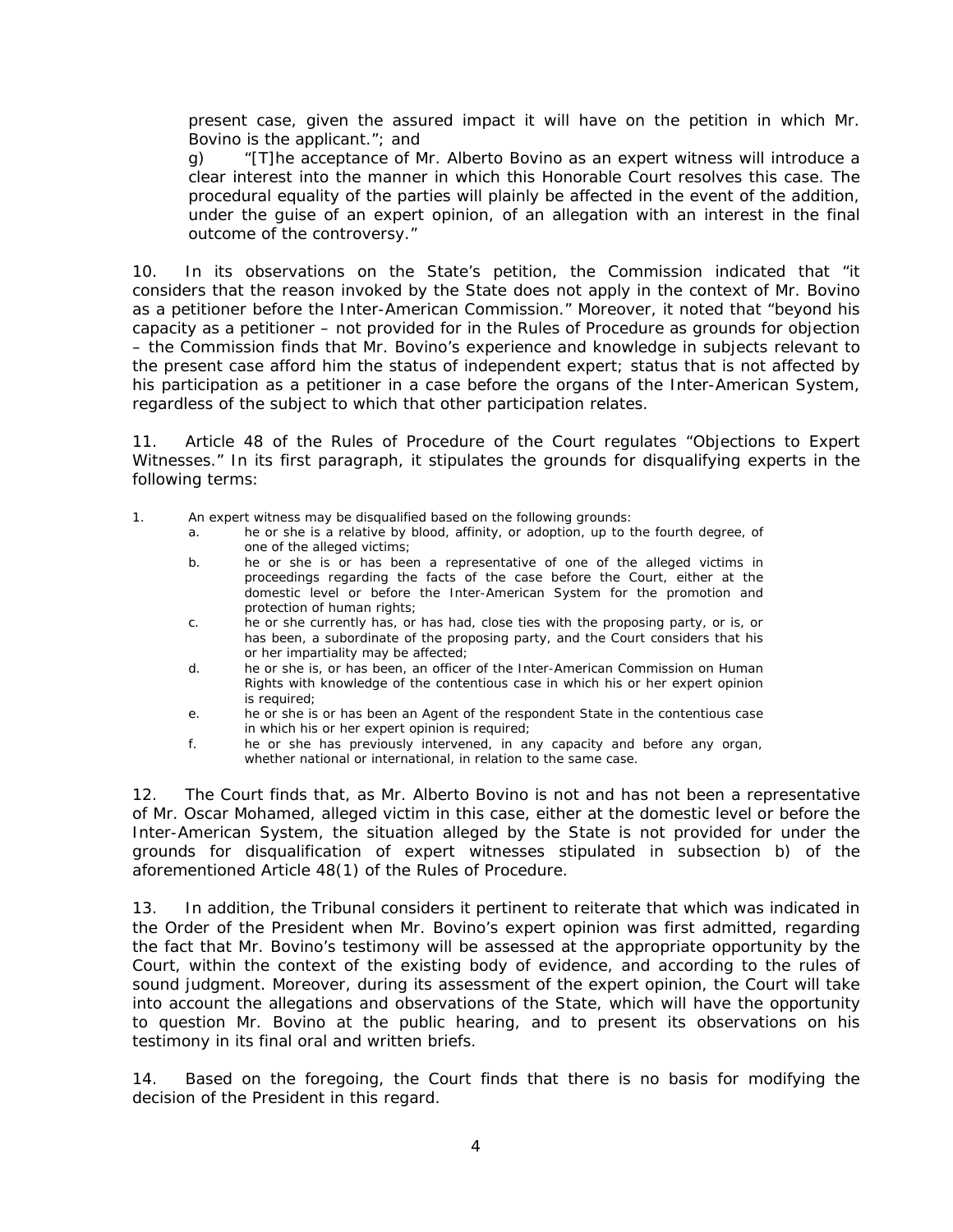present case, given the assured impact it will have on the petition in which Mr. Bovino is the applicant."; and

g) "[T]he acceptance of Mr. Alberto Bovino as an expert witness will introduce a clear interest into the manner in which this Honorable Court resolves this case. The procedural equality of the parties will plainly be affected in the event of the addition, under the guise of an expert opinion, of an allegation with an interest in the final outcome of the controversy."

10. In its observations on the State's petition, the Commission indicated that "it considers that the reason invoked by the State does not apply in the context of Mr. Bovino as a petitioner before the Inter-American Commission." Moreover, it noted that "beyond his capacity as a petitioner – not provided for in the Rules of Procedure as grounds for objection – the Commission finds that Mr. Bovino's experience and knowledge in subjects relevant to the present case afford him the status of independent expert; status that is not affected by his participation as a petitioner in a case before the organs of the Inter-American System, regardless of the subject to which that other participation relates.

11. Article 48 of the Rules of Procedure of the Court regulates "Objections to Expert Witnesses." In its first paragraph, it stipulates the grounds for disqualifying experts in the following terms:

1. An expert witness may be disqualified based on the following grounds:
   a. he or she is a relative by blood, affinity, or adoption, up to the fourth degree, of one of the alleged victims;
   b. he or she is or has been a representative of one of the alleged victims in proceedings regarding the facts of the case before the Court, either at the domestic level or before the Inter-American System for the promotion and protection of human rights;
   c. he or she currently has, or has had, close ties with the proposing party, or is, or has been, a subordinate of the proposing party, and the Court considers that his or her impartiality may be affected;
   d. he or she is, or has been, an officer of the Inter-American Commission on Human Rights with knowledge of the contentious case in which his or her expert opinion is required;
   e. he or she is or has been an Agent of the respondent State in the contentious case in which his or her expert opinion is required;
   f. he or she has previously intervened, in any capacity and before any organ, whether national or international, in relation to the same case.

12. The Court finds that, as Mr. Alberto Bovino is not and has not been a representative of Mr. Oscar Mohamed, alleged victim in this case, either at the domestic level or before the Inter-American System, the situation alleged by the State is not provided for under the grounds for disqualification of expert witnesses stipulated in subsection b) of the aforementioned Article 48(1) of the Rules of Procedure.

13. In addition, the Tribunal considers it pertinent to reiterate that which was indicated in the Order of the President when Mr. Bovino's expert opinion was first admitted, regarding the fact that Mr. Bovino's testimony will be assessed at the appropriate opportunity by the Court, within the context of the existing body of evidence, and according to the rules of sound judgment. Moreover, during its assessment of the expert opinion, the Court will take into account the allegations and observations of the State, which will have the opportunity to question Mr. Bovino at the public hearing, and to present its observations on his testimony in its final oral and written briefs.

14. Based on the foregoing, the Court finds that there is no basis for modifying the decision of the President in this regard.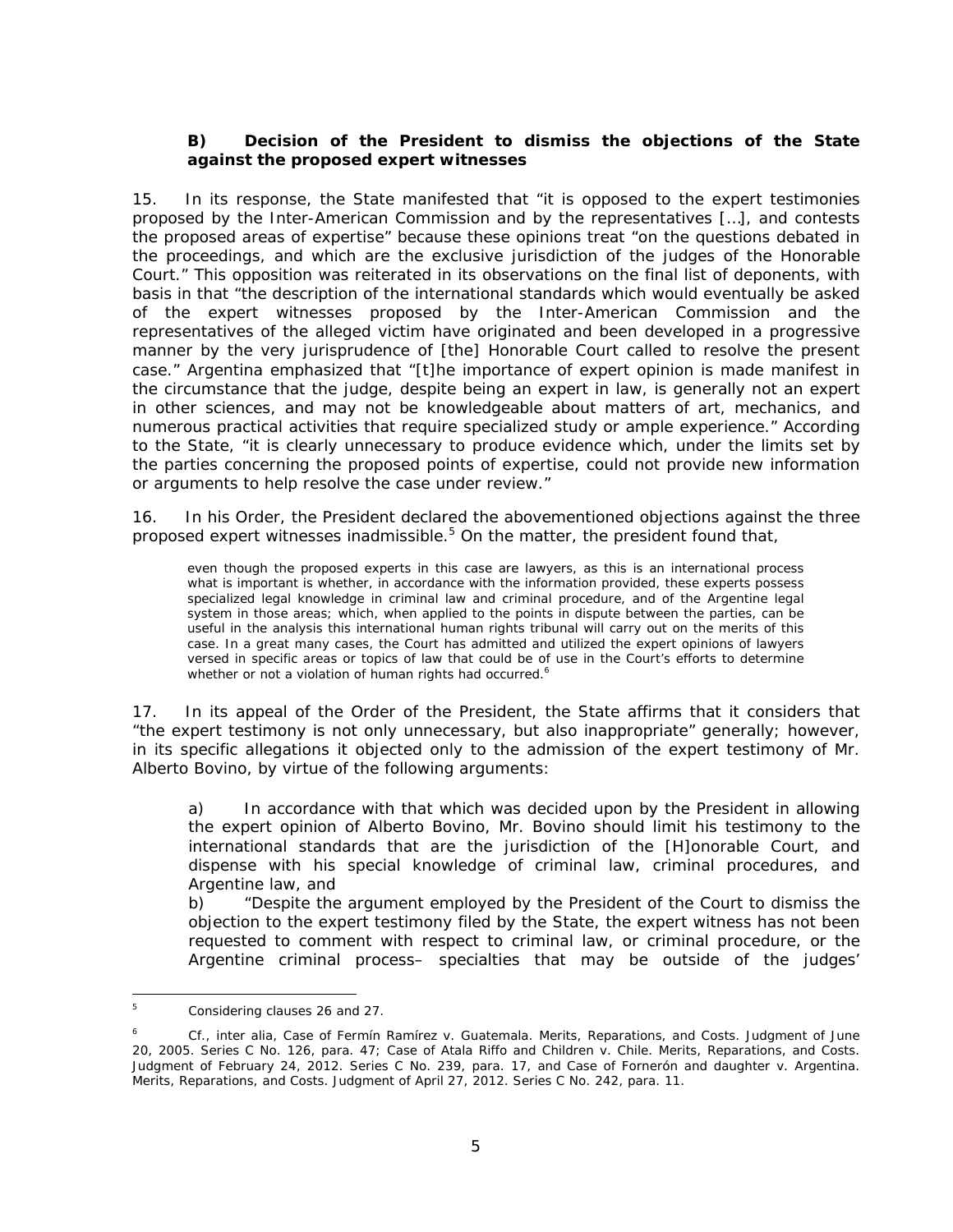### B) Decision of the President to dismiss the objections of the State against the proposed expert witnesses

15. In its response, the State manifested that "it is opposed to the expert testimonies proposed by the Inter-American Commission and by the representatives […], and contests the proposed areas of expertise" because these opinions treat "on the questions debated in the proceedings, and which are the exclusive jurisdiction of the judges of the Honorable Court." This opposition was reiterated in its observations on the final list of deponents, with basis in that "the description of the international standards which would eventually be asked of the expert witnesses proposed by the Inter-American Commission and the representatives of the alleged victim have originated and been developed in a progressive manner by the very jurisprudence of [the] Honorable Court called to resolve the present case." Argentina emphasized that "[t]he importance of expert opinion is made manifest in the circumstance that the judge, despite being an expert in law, is generally not an expert in other sciences, and may not be knowledgeable about matters of art, mechanics, and numerous practical activities that require specialized study or ample experience." According to the State, "it is clearly unnecessary to produce evidence which, under the limits set by the parties concerning the proposed points of expertise, could not provide new information or arguments to help resolve the case under review."

16. In his Order, the President declared the abovementioned objections against the three proposed expert witnesses inadmissible.[5] On the matter, the president found that,

> even though the proposed experts in this case are lawyers, as this is an international process what is important is whether, in accordance with the information provided, these experts possess specialized legal knowledge in criminal law and criminal procedure, and of the Argentine legal system in those areas; which, when applied to the points in dispute between the parties, can be useful in the analysis this international human rights tribunal will carry out on the merits of this case. In a great many cases, the Court has admitted and utilized the expert opinions of lawyers versed in specific areas or topics of law that could be of use in the Court's efforts to determine whether or not a violation of human rights had occurred.[6]

17. In its appeal of the Order of the President, the State affirms that it considers that "the expert testimony is not only unnecessary, but also inappropriate" generally; however, in its specific allegations it objected only to the admission of the expert testimony of Mr. Alberto Bovino, by virtue of the following arguments:

> a) In accordance with that which was decided upon by the President in allowing the expert opinion of Alberto Bovino, Mr. Bovino should limit his testimony to the international standards that are the jurisdiction of the [H]onorable Court, and dispense with his special knowledge of criminal law, criminal procedures, and Argentine law, and
>
> b) "Despite the argument employed by the President of the Court to dismiss the objection to the expert testimony filed by the State, the expert witness has not been requested to comment with respect to criminal law, or criminal procedure, or the Argentine criminal process– specialties that may be outside of the judges'

---

[5] Considering clauses 26 and 27.

[6] *Cf., inter alia, Case of Fermín Ramírez v. Guatemala. Merits, Reparations, and Costs.* Judgment of June 20, 2005. Series C No. 126, para. 47; *Case of Atala Riffo and Children v. Chile. Merits, Reparations, and Costs.* Judgment of February 24, 2012. Series C No. 239, para. 17, and *Case of Fornerón and daughter v. Argentina. Merits, Reparations, and Costs.* Judgment of April 27, 2012. Series C No. 242, para. 11.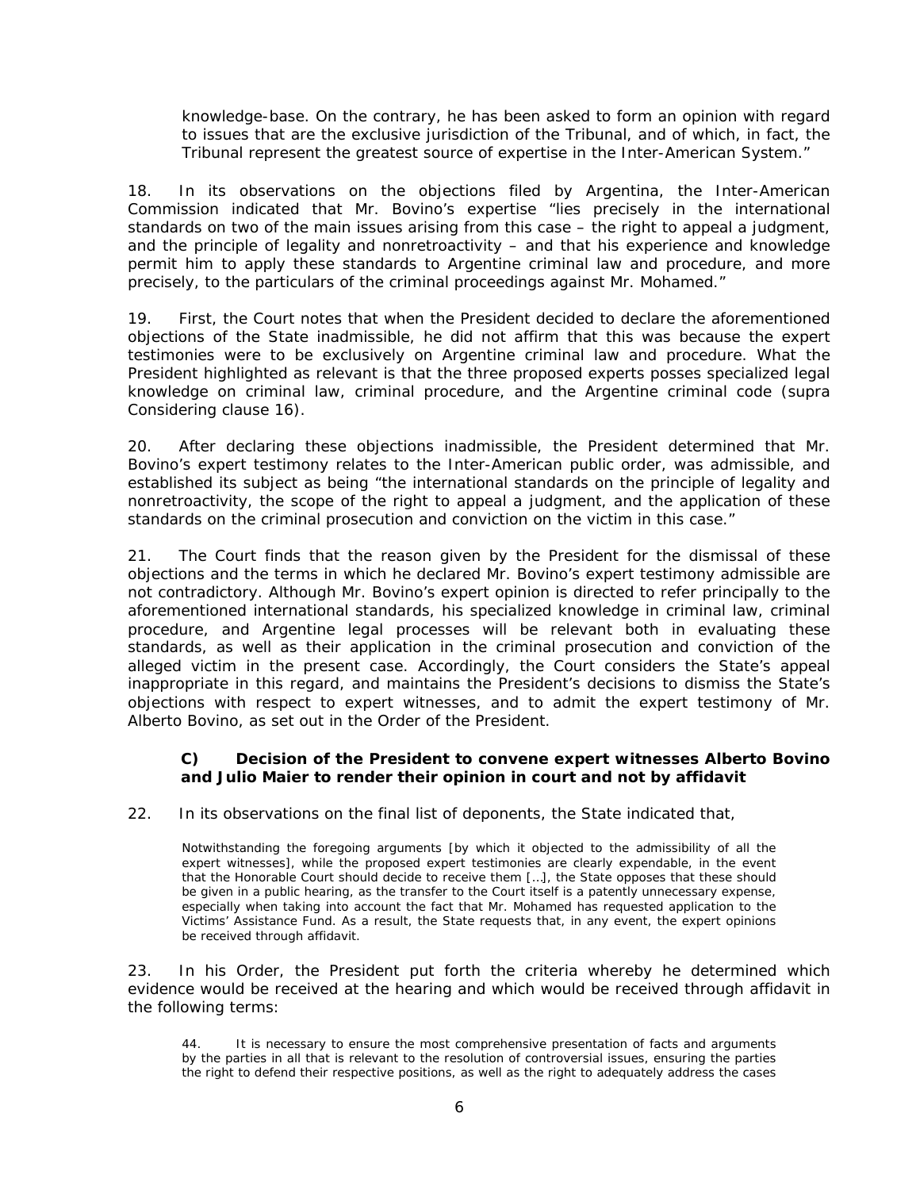> knowledge-base. On the contrary, he has been asked to form an opinion with regard to issues that are the exclusive jurisdiction of the Tribunal, and of which, in fact, the Tribunal represent the greatest source of expertise in the Inter-American System."

18. In its observations on the objections filed by Argentina, the Inter-American Commission indicated that Mr. Bovino's expertise "lies precisely in the international standards on two of the main issues arising from this case – the right to appeal a judgment, and the principle of legality and nonretroactivity – and that his experience and knowledge permit him to apply these standards to Argentine criminal law and procedure, and more precisely, to the particulars of the criminal proceedings against Mr. Mohamed."

19. First, the Court notes that when the President decided to declare the aforementioned objections of the State inadmissible, he did not affirm that this was because the expert testimonies were to be exclusively on Argentine criminal law and procedure. What the President highlighted as relevant is that the three proposed experts posses specialized legal knowledge on criminal law, criminal procedure, and the Argentine criminal code (supra Considering clause 16).

20. After declaring these objections inadmissible, the President determined that Mr. Bovino's expert testimony relates to the Inter-American public order, was admissible, and established its subject as being "the international standards on the principle of legality and nonretroactivity, the scope of the right to appeal a judgment, and the application of these standards on the criminal prosecution and conviction on the victim in this case."

21. The Court finds that the reason given by the President for the dismissal of these objections and the terms in which he declared Mr. Bovino's expert testimony admissible are not contradictory. Although Mr. Bovino's expert opinion is directed to refer principally to the aforementioned international standards, his specialized knowledge in criminal law, criminal procedure, and Argentine legal processes will be relevant both in evaluating these standards, as well as their application in the criminal prosecution and conviction of the alleged victim in the present case. Accordingly, the Court considers the State's appeal inappropriate in this regard, and maintains the President's decisions to dismiss the State's objections with respect to expert witnesses, and to admit the expert testimony of Mr. Alberto Bovino, as set out in the Order of the President.

### C) Decision of the President to convene expert witnesses Alberto Bovino and Julio Maier to render their opinion in court and not by affidavit

22. In its observations on the final list of deponents, the State indicated that,

> Notwithstanding the foregoing arguments [by which it objected to the admissibility of all the expert witnesses], while the proposed expert testimonies are clearly expendable, in the event that the Honorable Court should decide to receive them […], the State opposes that these should be given in a public hearing, as the transfer to the Court itself is a patently unnecessary expense, especially when taking into account the fact that Mr. Mohamed has requested application to the Victims' Assistance Fund. As a result, the State requests that, in any event, the expert opinions be received through affidavit.

23. In his Order, the President put forth the criteria whereby he determined which evidence would be received at the hearing and which would be received through affidavit in the following terms:

> 44. It is necessary to ensure the most comprehensive presentation of facts and arguments by the parties in all that is relevant to the resolution of controversial issues, ensuring the parties the right to defend their respective positions, as well as the right to adequately address the cases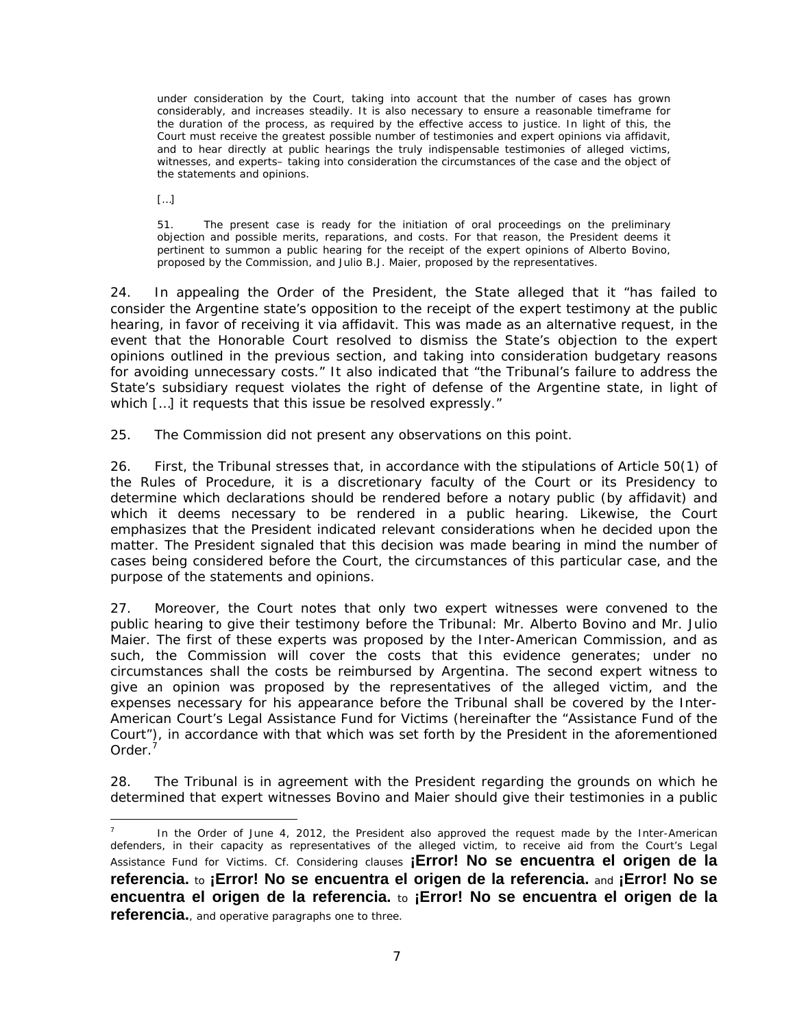> under consideration by the Court, taking into account that the number of cases has grown considerably, and increases steadily. It is also necessary to ensure a reasonable timeframe for the duration of the process, as required by the effective access to justice. In light of this, the Court must receive the greatest possible number of testimonies and expert opinions via affidavit, and to hear directly at public hearings the truly indispensable testimonies of alleged victims, witnesses, and experts– taking into consideration the circumstances of the case and the object of the statements and opinions.
>
> […]
>
> 51. The present case is ready for the initiation of oral proceedings on the preliminary objection and possible merits, reparations, and costs. For that reason, the President deems it pertinent to summon a public hearing for the receipt of the expert opinions of Alberto Bovino, proposed by the Commission, and Julio B.J. Maier, proposed by the representatives.

24. In appealing the Order of the President, the State alleged that it "has failed to consider the Argentine state's opposition to the receipt of the expert testimony at the public hearing, in favor of receiving it via affidavit. This was made as an alternative request, in the event that the Honorable Court resolved to dismiss the State's objection to the expert opinions outlined in the previous section, and taking into consideration budgetary reasons for avoiding unnecessary costs." It also indicated that "the Tribunal's failure to address the State's subsidiary request violates the right of defense of the Argentine state, in light of which […] it requests that this issue be resolved expressly."

25. The Commission did not present any observations on this point.

26. First, the Tribunal stresses that, in accordance with the stipulations of Article 50(1) of the Rules of Procedure, it is a discretionary faculty of the Court or its Presidency to determine which declarations should be rendered before a notary public (by affidavit) and which it deems necessary to be rendered in a public hearing. Likewise, the Court emphasizes that the President indicated relevant considerations when he decided upon the matter. The President signaled that this decision was made bearing in mind the number of cases being considered before the Court, the circumstances of this particular case, and the purpose of the statements and opinions.

27. Moreover, the Court notes that only two expert witnesses were convened to the public hearing to give their testimony before the Tribunal: Mr. Alberto Bovino and Mr. Julio Maier. The first of these experts was proposed by the Inter-American Commission, and as such, the Commission will cover the costs that this evidence generates; under no circumstances shall the costs be reimbursed by Argentina. The second expert witness to give an opinion was proposed by the representatives of the alleged victim, and the expenses necessary for his appearance before the Tribunal shall be covered by the Inter-American Court's Legal Assistance Fund for Victims (hereinafter the "Assistance Fund of the Court"), in accordance with that which was set forth by the President in the aforementioned Order.[7]

28. The Tribunal is in agreement with the President regarding the grounds on which he determined that expert witnesses Bovino and Maier should give their testimonies in a public

---

[7] In the Order of June 4, 2012, the President also approved the request made by the Inter-American defenders, in their capacity as representatives of the alleged victim, to receive aid from the Court's Legal Assistance Fund for Victims. Cf. Considering clauses **¡Error! No se encuentra el origen de la referencia.** to **¡Error! No se encuentra el origen de la referencia.** and **¡Error! No se encuentra el origen de la referencia.** to **¡Error! No se encuentra el origen de la referencia.**, and operative paragraphs one to three.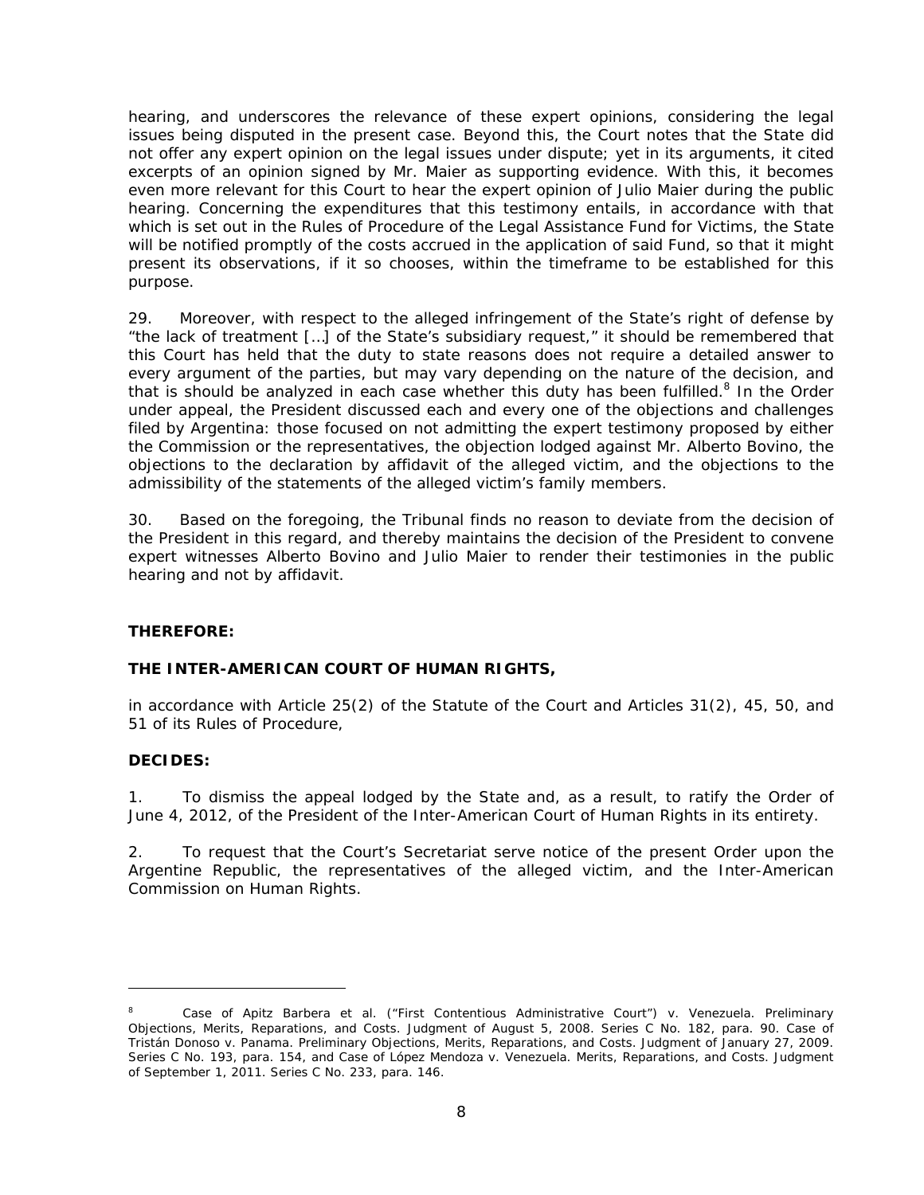hearing, and underscores the relevance of these expert opinions, considering the legal issues being disputed in the present case. Beyond this, the Court notes that the State did not offer any expert opinion on the legal issues under dispute; yet in its arguments, it cited excerpts of an opinion signed by Mr. Maier as supporting evidence. With this, it becomes even more relevant for this Court to hear the expert opinion of Julio Maier during the public hearing. Concerning the expenditures that this testimony entails, in accordance with that which is set out in the Rules of Procedure of the Legal Assistance Fund for Victims, the State will be notified promptly of the costs accrued in the application of said Fund, so that it might present its observations, if it so chooses, within the timeframe to be established for this purpose.

29. Moreover, with respect to the alleged infringement of the State's right of defense by "the lack of treatment […] of the State's subsidiary request," it should be remembered that this Court has held that the duty to state reasons does not require a detailed answer to every argument of the parties, but may vary depending on the nature of the decision, and that is should be analyzed in each case whether this duty has been fulfilled.[8] In the Order under appeal, the President discussed each and every one of the objections and challenges filed by Argentina: those focused on not admitting the expert testimony proposed by either the Commission or the representatives, the objection lodged against Mr. Alberto Bovino, the objections to the declaration by affidavit of the alleged victim, and the objections to the admissibility of the statements of the alleged victim's family members.

30. Based on the foregoing, the Tribunal finds no reason to deviate from the decision of the President in this regard, and thereby maintains the decision of the President to convene expert witnesses Alberto Bovino and Julio Maier to render their testimonies in the public hearing and not by affidavit.

**THEREFORE:**

**THE INTER-AMERICAN COURT OF HUMAN RIGHTS,**

in accordance with Article 25(2) of the Statute of the Court and Articles 31(2), 45, 50, and 51 of its Rules of Procedure,

**DECIDES:**

1. To dismiss the appeal lodged by the State and, as a result, to ratify the Order of June 4, 2012, of the President of the Inter-American Court of Human Rights in its entirety.

2. To request that the Court's Secretariat serve notice of the present Order upon the Argentine Republic, the representatives of the alleged victim, and the Inter-American Commission on Human Rights.

---

[8] Case of Apitz Barbera et al. ("First Contentious Administrative Court") v. Venezuela. Preliminary Objections, Merits, Reparations, and Costs. Judgment of August 5, 2008. Series C No. 182, para. 90. Case of Tristán Donoso v. Panama. Preliminary Objections, Merits, Reparations, and Costs. Judgment of January 27, 2009. Series C No. 193, para. 154, and Case of López Mendoza v. Venezuela. Merits, Reparations, and Costs. Judgment of September 1, 2011. Series C No. 233, para. 146.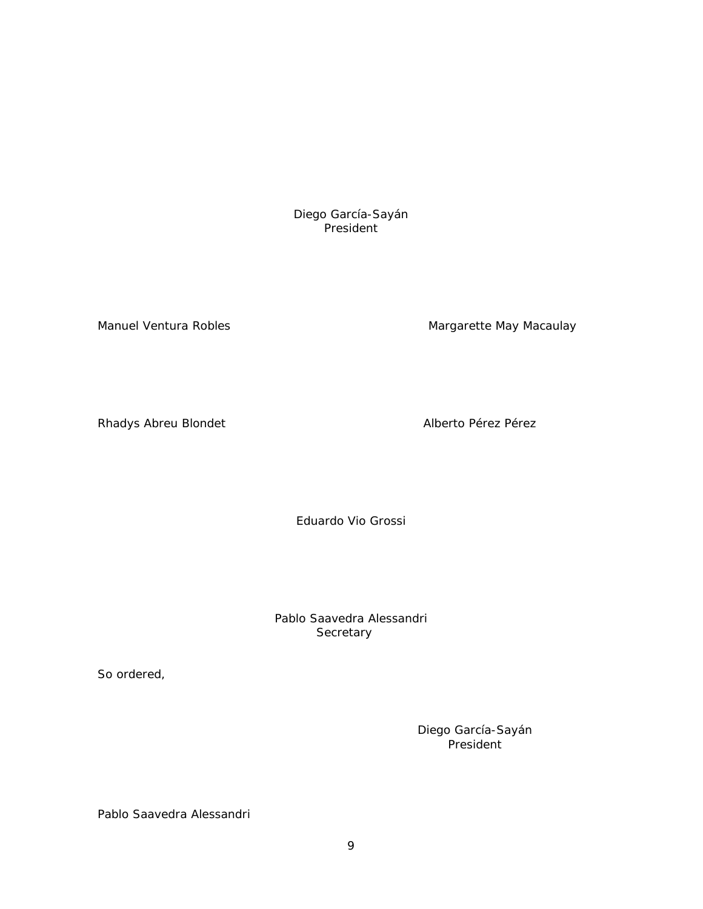Diego García-Sayán
President

Manuel Ventura Robles

Margarette May Macaulay

Rhadys Abreu Blondet

Alberto Pérez Pérez

Eduardo Vio Grossi

Pablo Saavedra Alessandri
Secretary

So ordered,

Diego García-Sayán
President

Pablo Saavedra Alessandri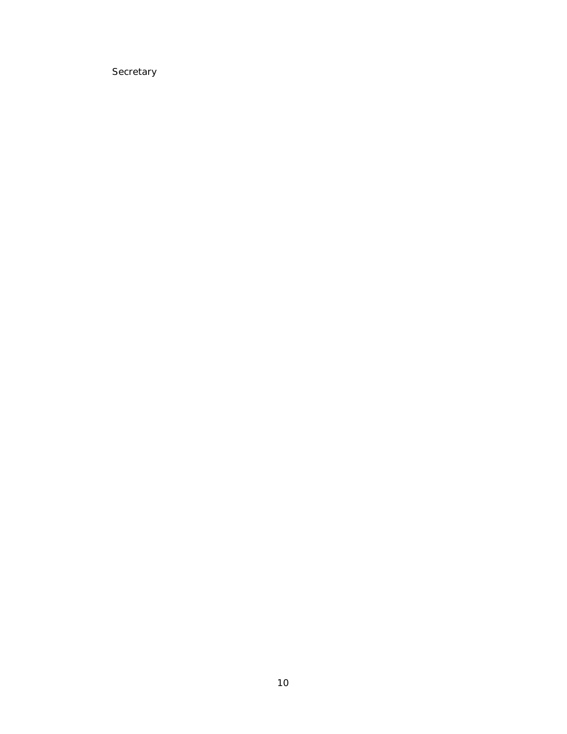Secretary